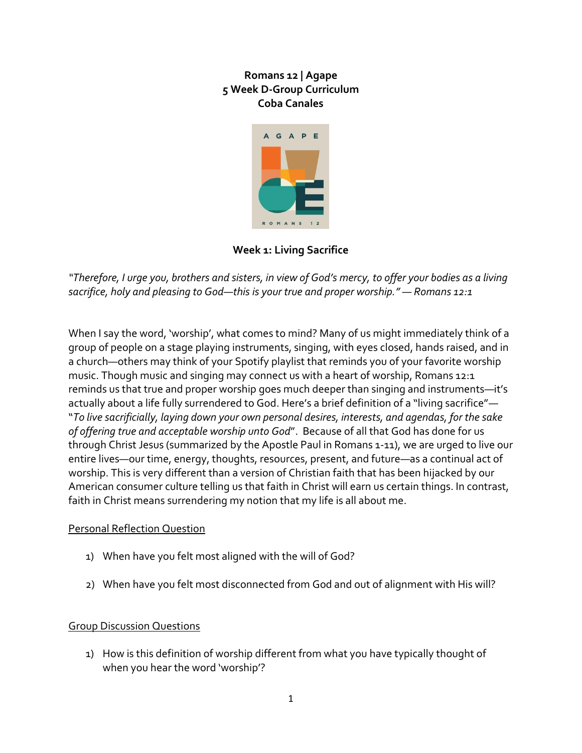**Romans 12 | Agape**
**5 Week D-Group Curriculum**
**Coba Canales**

## Week 1: Living Sacrifice

*"Therefore, I urge you, brothers and sisters, in view of God's mercy, to offer your bodies as a living sacrifice, holy and pleasing to God—this is your true and proper worship." — Romans 12:1*

When I say the word, 'worship', what comes to mind? Many of us might immediately think of a group of people on a stage playing instruments, singing, with eyes closed, hands raised, and in a church—others may think of your Spotify playlist that reminds you of your favorite worship music. Though music and singing may connect us with a heart of worship, Romans 12:1 reminds us that true and proper worship goes much deeper than singing and instruments—it's actually about a life fully surrendered to God. Here's a brief definition of a "living sacrifice"— "*To live sacrificially, laying down your own personal desires, interests, and agendas, for the sake of offering true and acceptable worship unto God*". Because of all that God has done for us through Christ Jesus (summarized by the Apostle Paul in Romans 1-11), we are urged to live our entire lives—our time, energy, thoughts, resources, present, and future—as a continual act of worship. This is very different than a version of Christian faith that has been hijacked by our American consumer culture telling us that faith in Christ will earn us certain things. In contrast, faith in Christ means surrendering my notion that my life is all about me.

<u>Personal Reflection Question</u>

1) When have you felt most aligned with the will of God?

2) When have you felt most disconnected from God and out of alignment with His will?

<u>Group Discussion Questions</u>

1) How is this definition of worship different from what you have typically thought of when you hear the word 'worship'?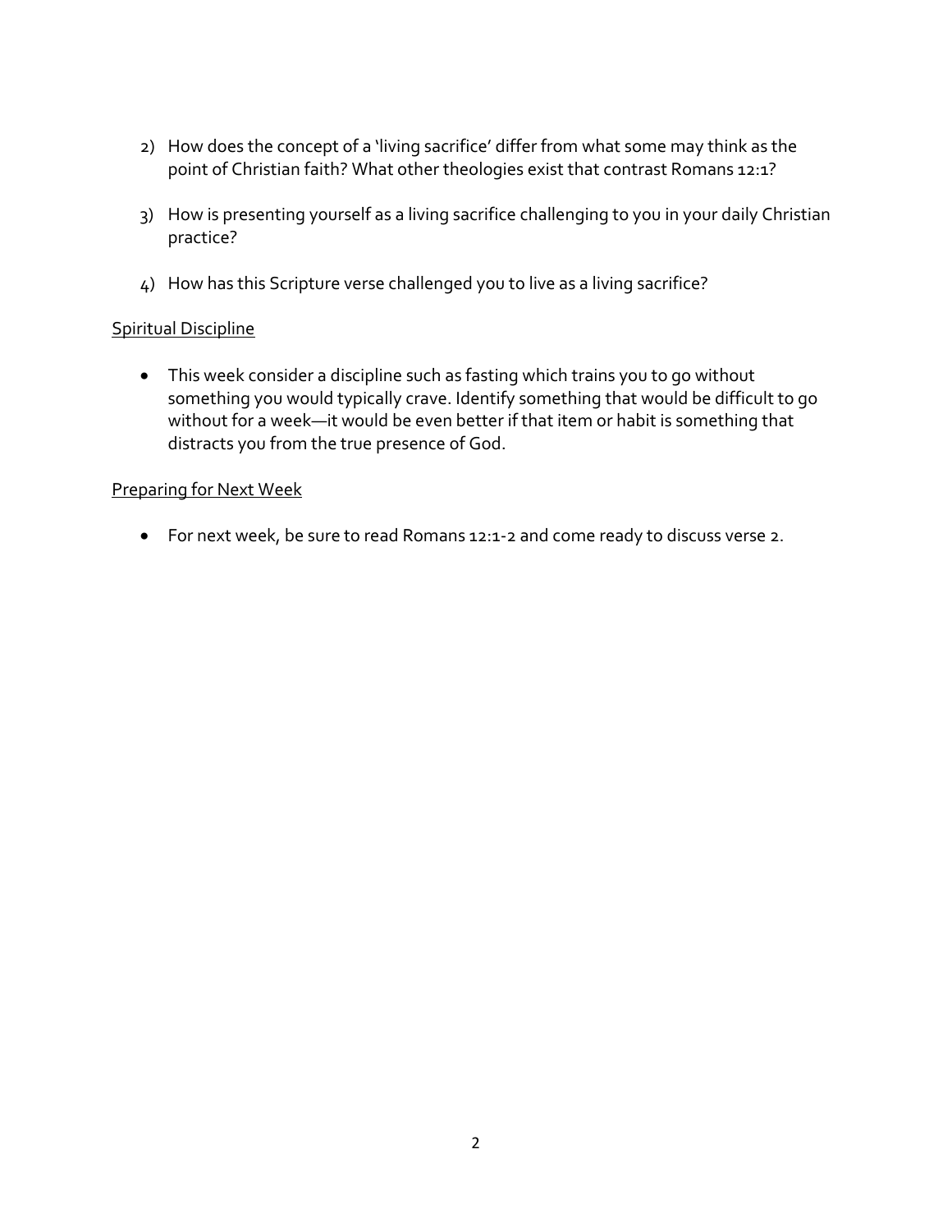2) How does the concept of a 'living sacrifice' differ from what some may think as the point of Christian faith? What other theologies exist that contrast Romans 12:1?

3) How is presenting yourself as a living sacrifice challenging to you in your daily Christian practice?

4) How has this Scripture verse challenged you to live as a living sacrifice?

<u>Spiritual Discipline</u>

- This week consider a discipline such as fasting which trains you to go without something you would typically crave. Identify something that would be difficult to go without for a week—it would be even better if that item or habit is something that distracts you from the true presence of God.

<u>Preparing for Next Week</u>

- For next week, be sure to read Romans 12:1-2 and come ready to discuss verse 2.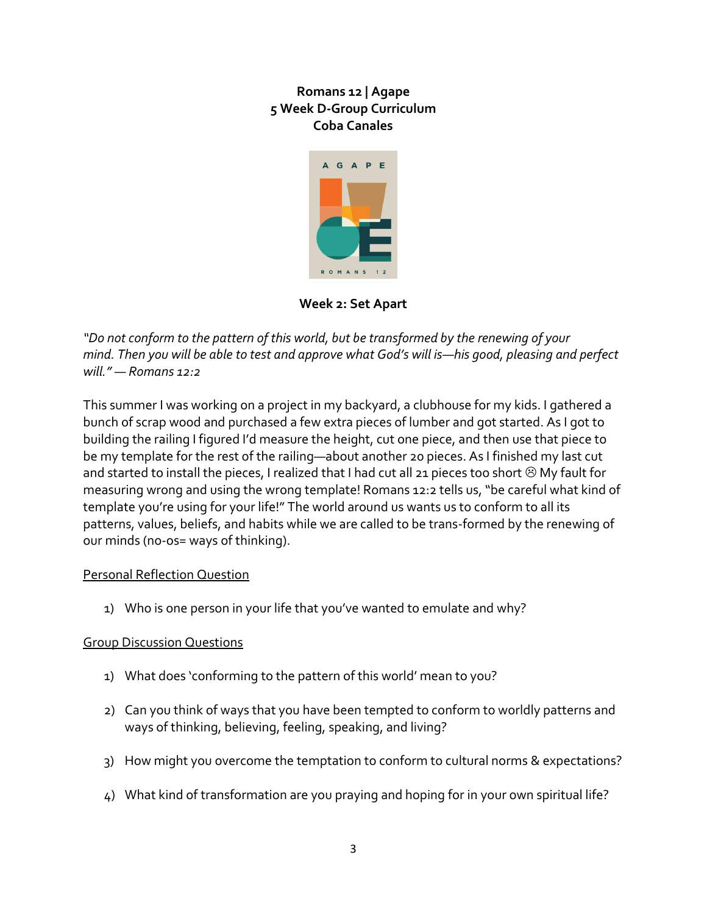**Romans 12 | Agape**
**5 Week D-Group Curriculum**
**Coba Canales**

## Week 2: Set Apart

*"Do not conform to the pattern of this world, but be transformed by the renewing of your mind. Then you will be able to test and approve what God's will is—his good, pleasing and perfect will." — Romans 12:2*

This summer I was working on a project in my backyard, a clubhouse for my kids. I gathered a bunch of scrap wood and purchased a few extra pieces of lumber and got started. As I got to building the railing I figured I'd measure the height, cut one piece, and then use that piece to be my template for the rest of the railing—about another 20 pieces. As I finished my last cut and started to install the pieces, I realized that I had cut all 21 pieces too short ☹ My fault for measuring wrong and using the wrong template! Romans 12:2 tells us, "be careful what kind of template you're using for your life!" The world around us wants us to conform to all its patterns, values, beliefs, and habits while we are called to be trans-formed by the renewing of our minds (no-os= ways of thinking).

<u>Personal Reflection Question</u>

1) Who is one person in your life that you've wanted to emulate and why?

<u>Group Discussion Questions</u>

1) What does 'conforming to the pattern of this world' mean to you?
2) Can you think of ways that you have been tempted to conform to worldly patterns and ways of thinking, believing, feeling, speaking, and living?
3) How might you overcome the temptation to conform to cultural norms & expectations?
4) What kind of transformation are you praying and hoping for in your own spiritual life?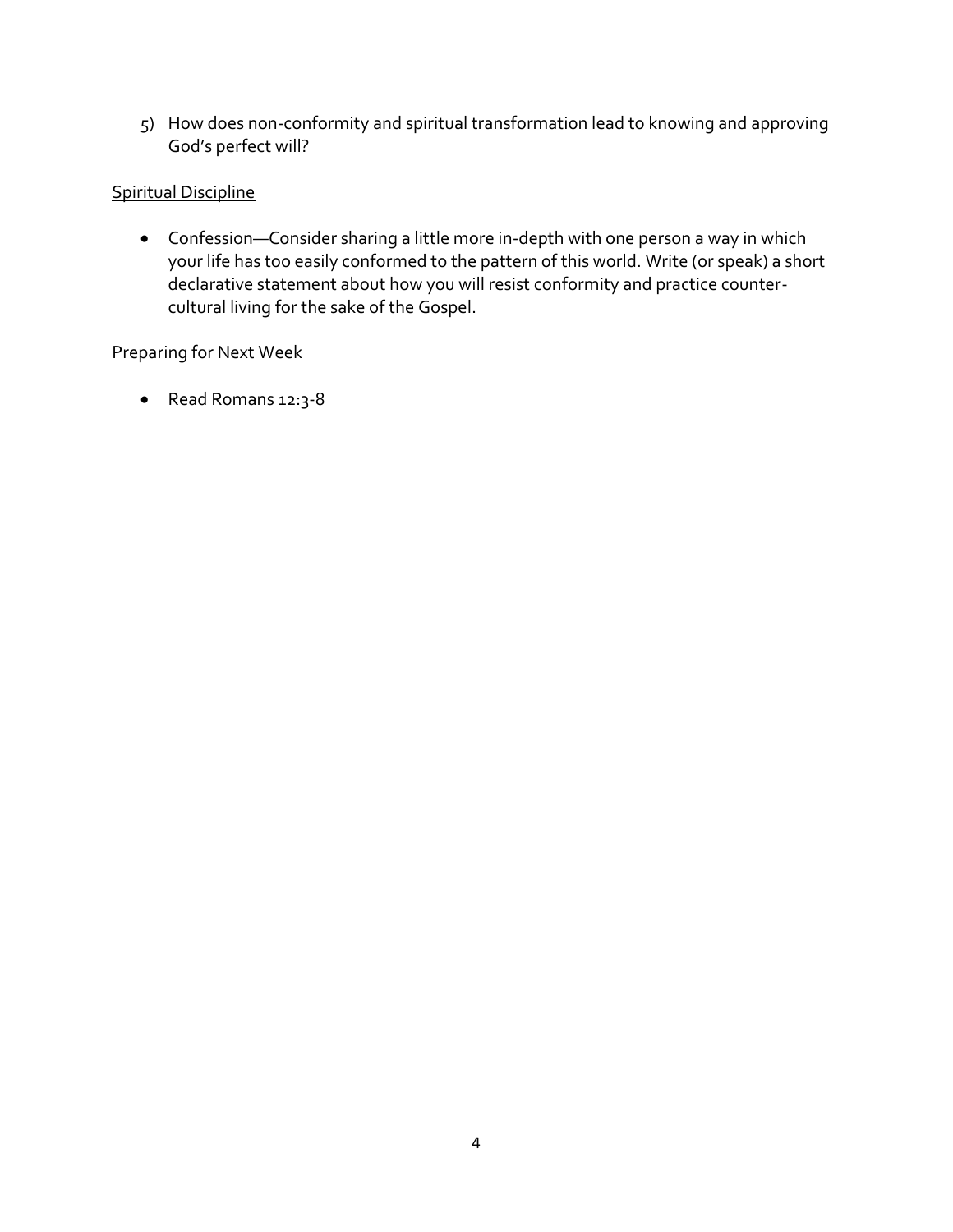5) How does non-conformity and spiritual transformation lead to knowing and approving God's perfect will?

<u>Spiritual Discipline</u>

- Confession—Consider sharing a little more in-depth with one person a way in which your life has too easily conformed to the pattern of this world. Write (or speak) a short declarative statement about how you will resist conformity and practice counter-cultural living for the sake of the Gospel.

<u>Preparing for Next Week</u>

- Read Romans 12:3-8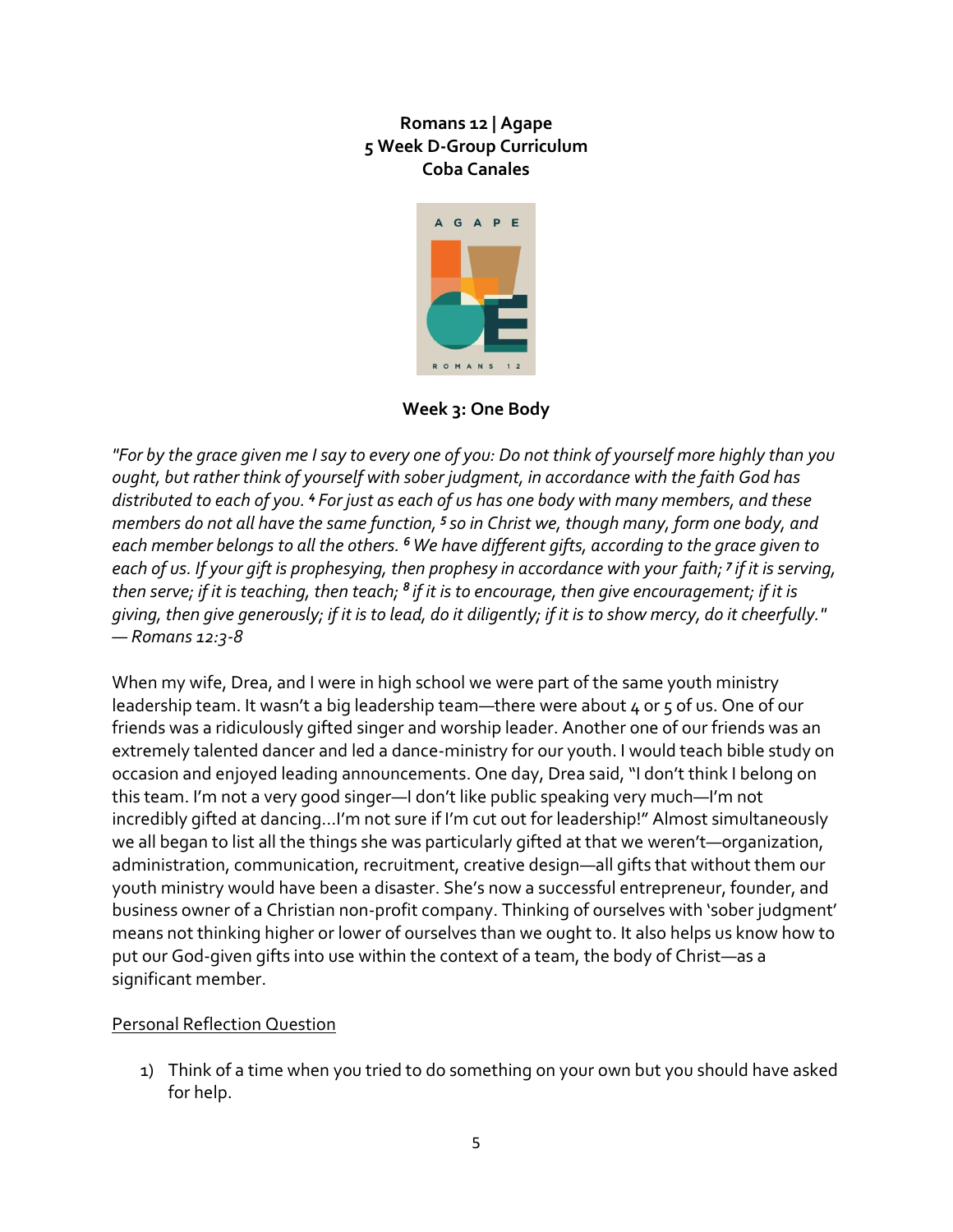**Romans 12 | Agape**
**5 Week D-Group Curriculum**
**Coba Canales**

**Week 3: One Body**

*"For by the grace given me I say to every one of you: Do not think of yourself more highly than you ought, but rather think of yourself with sober judgment, in accordance with the faith God has distributed to each of you. [4] For just as each of us has one body with many members, and these members do not all have the same function, [5] so in Christ we, though many, form one body, and each member belongs to all the others. [6] We have different gifts, according to the grace given to each of us. If your gift is prophesying, then prophesy in accordance with your faith; [7] if it is serving, then serve; if it is teaching, then teach; [8] if it is to encourage, then give encouragement; if it is giving, then give generously; if it is to lead, do it diligently; if it is to show mercy, do it cheerfully." — Romans 12:3-8*

When my wife, Drea, and I were in high school we were part of the same youth ministry leadership team. It wasn't a big leadership team—there were about 4 or 5 of us. One of our friends was a ridiculously gifted singer and worship leader. Another one of our friends was an extremely talented dancer and led a dance-ministry for our youth. I would teach bible study on occasion and enjoyed leading announcements. One day, Drea said, "I don't think I belong on this team. I'm not a very good singer—I don't like public speaking very much—I'm not incredibly gifted at dancing…I'm not sure if I'm cut out for leadership!" Almost simultaneously we all began to list all the things she was particularly gifted at that we weren't—organization, administration, communication, recruitment, creative design—all gifts that without them our youth ministry would have been a disaster. She's now a successful entrepreneur, founder, and business owner of a Christian non-profit company. Thinking of ourselves with 'sober judgment' means not thinking higher or lower of ourselves than we ought to. It also helps us know how to put our God-given gifts into use within the context of a team, the body of Christ—as a significant member.

<u>Personal Reflection Question</u>

1) Think of a time when you tried to do something on your own but you should have asked for help.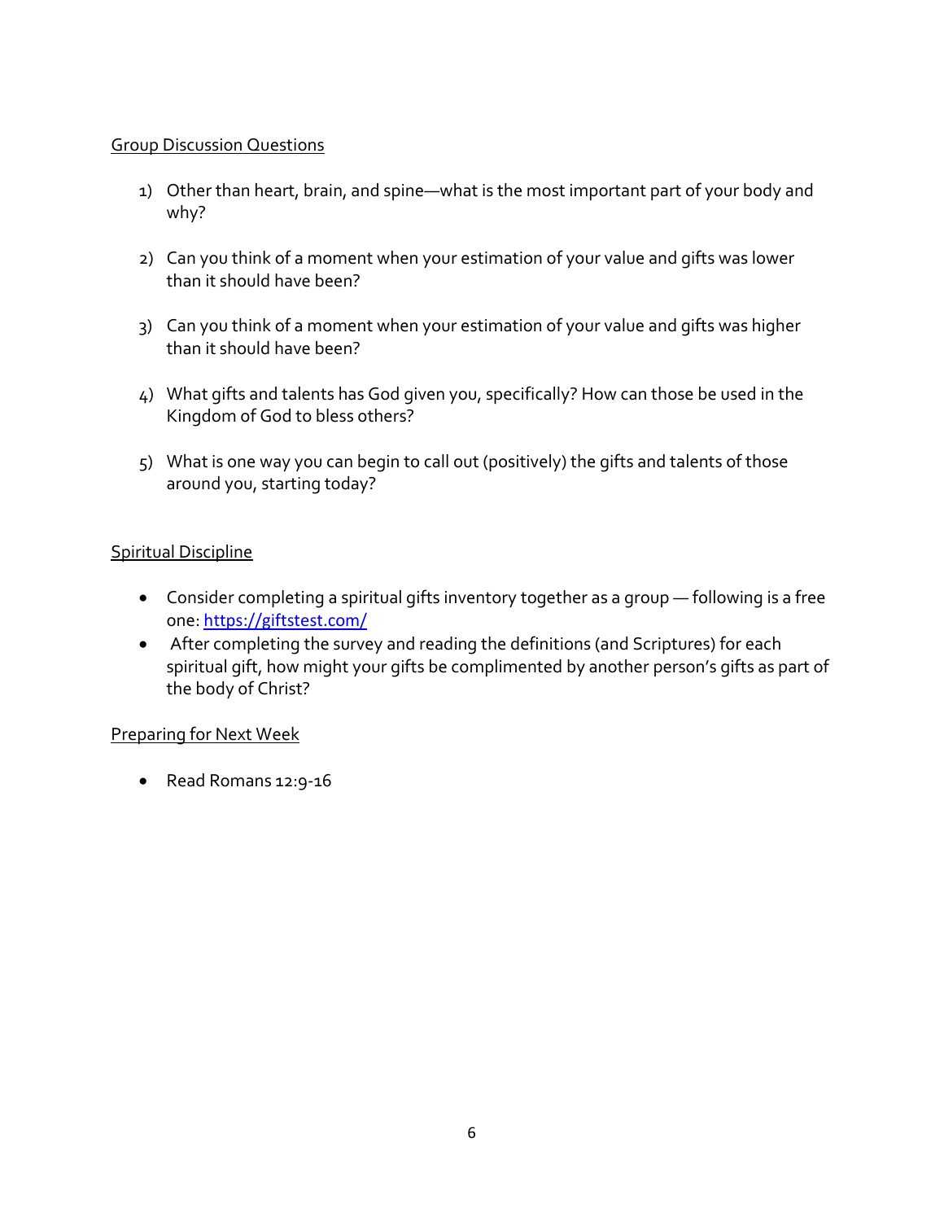## Group Discussion Questions

1) Other than heart, brain, and spine—what is the most important part of your body and why?

2) Can you think of a moment when your estimation of your value and gifts was lower than it should have been?

3) Can you think of a moment when your estimation of your value and gifts was higher than it should have been?

4) What gifts and talents has God given you, specifically? How can those be used in the Kingdom of God to bless others?

5) What is one way you can begin to call out (positively) the gifts and talents of those around you, starting today?

## Spiritual Discipline

- Consider completing a spiritual gifts inventory together as a group — following is a free one: [https://giftstest.com/](https://giftstest.com/)
- After completing the survey and reading the definitions (and Scriptures) for each spiritual gift, how might your gifts be complimented by another person's gifts as part of the body of Christ?

## Preparing for Next Week

- Read Romans 12:9-16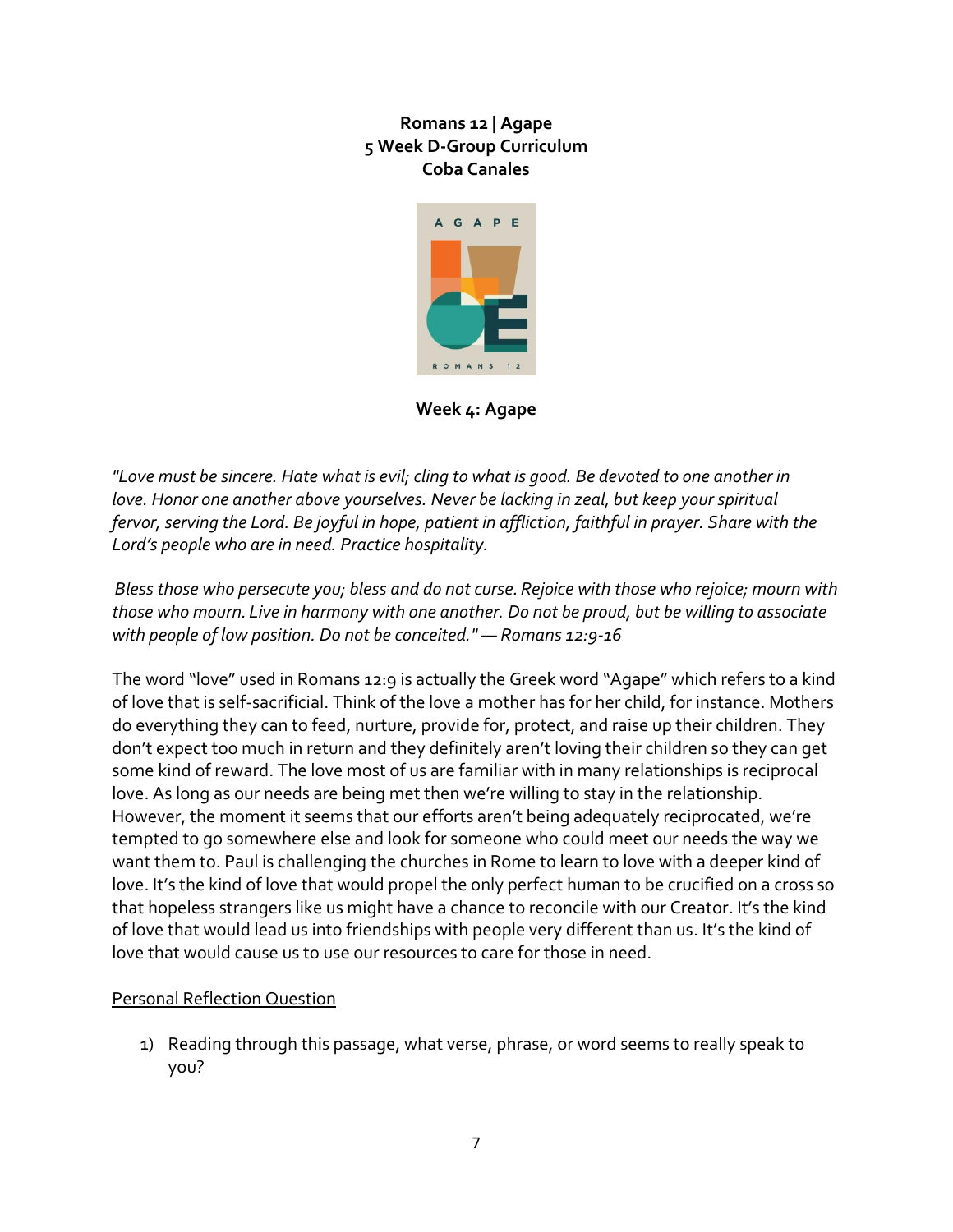**Romans 12 | Agape**
**5 Week D-Group Curriculum**
**Coba Canales**

**Week 4: Agape**

*"Love must be sincere. Hate what is evil; cling to what is good. Be devoted to one another in love. Honor one another above yourselves. Never be lacking in zeal, but keep your spiritual fervor, serving the Lord. Be joyful in hope, patient in affliction, faithful in prayer. Share with the Lord's people who are in need. Practice hospitality.*

*Bless those who persecute you; bless and do not curse. Rejoice with those who rejoice; mourn with those who mourn. Live in harmony with one another. Do not be proud, but be willing to associate with people of low position. Do not be conceited." — Romans 12:9-16*

The word "love" used in Romans 12:9 is actually the Greek word "Agape" which refers to a kind of love that is self-sacrificial. Think of the love a mother has for her child, for instance. Mothers do everything they can to feed, nurture, provide for, protect, and raise up their children. They don't expect too much in return and they definitely aren't loving their children so they can get some kind of reward. The love most of us are familiar with in many relationships is reciprocal love. As long as our needs are being met then we're willing to stay in the relationship. However, the moment it seems that our efforts aren't being adequately reciprocated, we're tempted to go somewhere else and look for someone who could meet our needs the way we want them to. Paul is challenging the churches in Rome to learn to love with a deeper kind of love. It's the kind of love that would propel the only perfect human to be crucified on a cross so that hopeless strangers like us might have a chance to reconcile with our Creator. It's the kind of love that would lead us into friendships with people very different than us. It's the kind of love that would cause us to use our resources to care for those in need.

Personal Reflection Question

1) Reading through this passage, what verse, phrase, or word seems to really speak to you?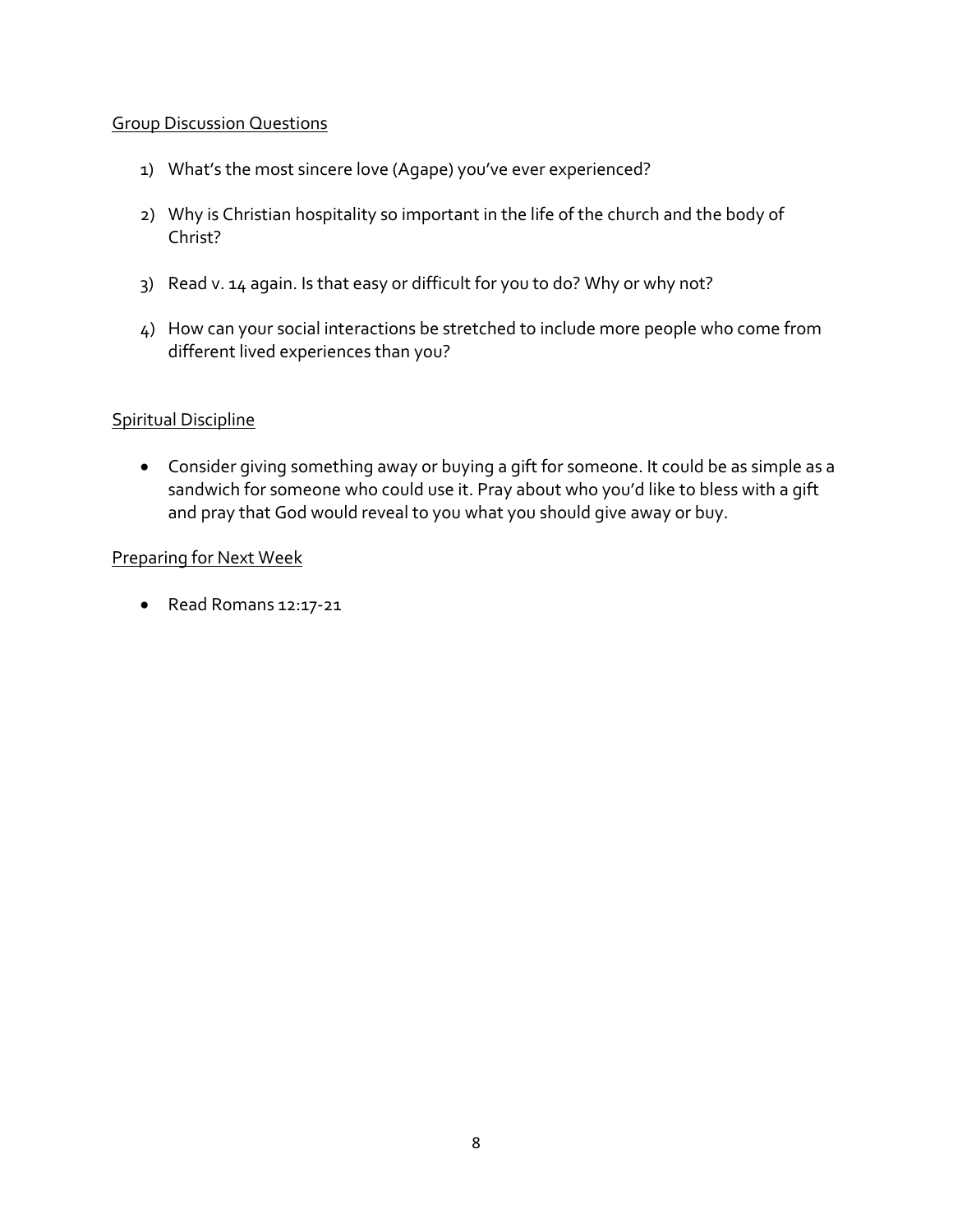Group Discussion Questions

1) What's the most sincere love (Agape) you've ever experienced?

2) Why is Christian hospitality so important in the life of the church and the body of Christ?

3) Read v. 14 again. Is that easy or difficult for you to do? Why or why not?

4) How can your social interactions be stretched to include more people who come from different lived experiences than you?

Spiritual Discipline

- Consider giving something away or buying a gift for someone. It could be as simple as a sandwich for someone who could use it. Pray about who you'd like to bless with a gift and pray that God would reveal to you what you should give away or buy.

Preparing for Next Week

- Read Romans 12:17-21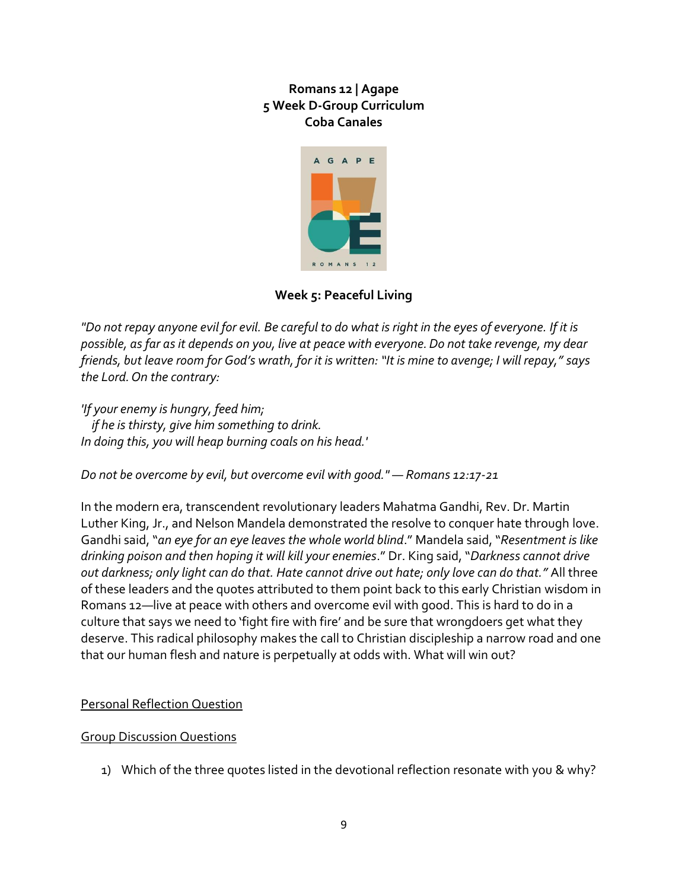**Romans 12 | Agape**
**5 Week D-Group Curriculum**
**Coba Canales**

## Week 5: Peaceful Living

*"Do not repay anyone evil for evil. Be careful to do what is right in the eyes of everyone. If it is possible, as far as it depends on you, live at peace with everyone. Do not take revenge, my dear friends, but leave room for God's wrath, for it is written: "It is mine to avenge; I will repay," says the Lord. On the contrary:*

*'If your enemy is hungry, feed him;*
*if he is thirsty, give him something to drink.*
*In doing this, you will heap burning coals on his head.'*

*Do not be overcome by evil, but overcome evil with good." — Romans 12:17-21*

In the modern era, transcendent revolutionary leaders Mahatma Gandhi, Rev. Dr. Martin Luther King, Jr., and Nelson Mandela demonstrated the resolve to conquer hate through love. Gandhi said, "*an eye for an eye leaves the whole world blind*." Mandela said, "*Resentment is like drinking poison and then hoping it will kill your enemies*." Dr. King said, "*Darkness cannot drive out darkness; only light can do that. Hate cannot drive out hate; only love can do that."* All three of these leaders and the quotes attributed to them point back to this early Christian wisdom in Romans 12—live at peace with others and overcome evil with good. This is hard to do in a culture that says we need to 'fight fire with fire' and be sure that wrongdoers get what they deserve. This radical philosophy makes the call to Christian discipleship a narrow road and one that our human flesh and nature is perpetually at odds with. What will win out?

<u>Personal Reflection Question</u>

<u>Group Discussion Questions</u>

1) Which of the three quotes listed in the devotional reflection resonate with you & why?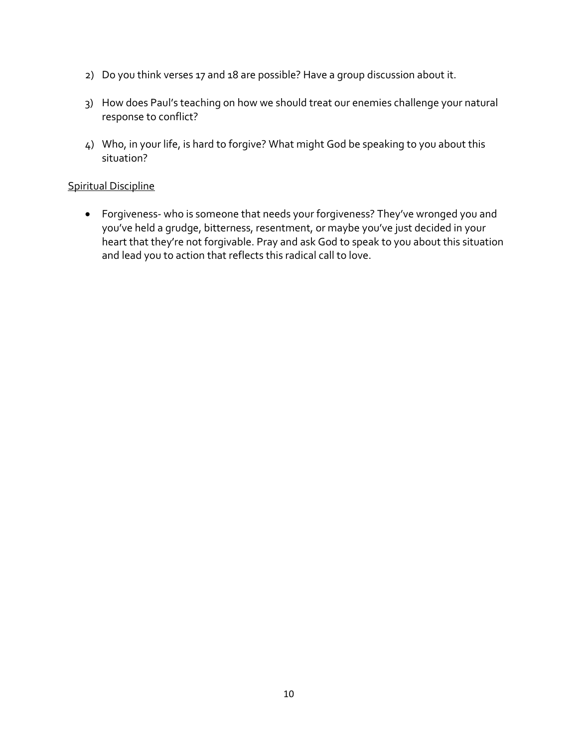2) Do you think verses 17 and 18 are possible? Have a group discussion about it.

3) How does Paul's teaching on how we should treat our enemies challenge your natural response to conflict?

4) Who, in your life, is hard to forgive? What might God be speaking to you about this situation?

<u>Spiritual Discipline</u>

- Forgiveness- who is someone that needs your forgiveness? They've wronged you and you've held a grudge, bitterness, resentment, or maybe you've just decided in your heart that they're not forgivable. Pray and ask God to speak to you about this situation and lead you to action that reflects this radical call to love.